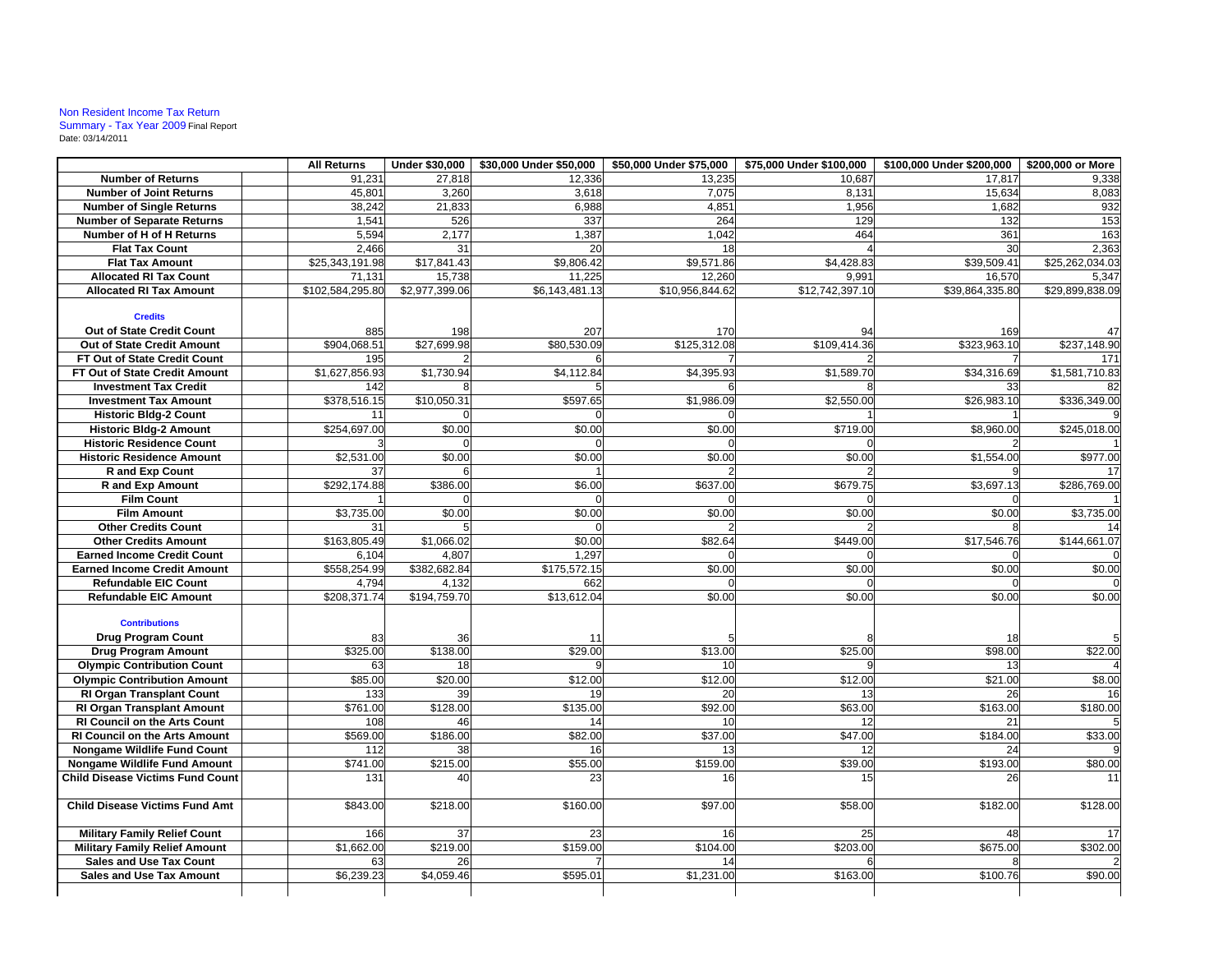Non Resident Income Tax Return
Summary - Tax Year 2009 Final Report
Date: 03/14/2011

| | | All Returns | Under $30,000 | $30,000 Under $50,000 | $50,000 Under $75,000 | $75,000 Under $100,000 | $100,000 Under $200,000 | $200,000 or More |
|---|---|---|---|---|---|---|---|---|
| Number of Returns | | 91,231 | 27,818 | 12,336 | 13,235 | 10,687 | 17,817 | 9,338 |
| Number of Joint Returns | | 45,801 | 3,260 | 3,618 | 7,075 | 8,131 | 15,634 | 8,083 |
| Number of Single Returns | | 38,242 | 21,833 | 6,988 | 4,851 | 1,956 | 1,682 | 932 |
| Number of Separate Returns | | 1,541 | 526 | 337 | 264 | 129 | 132 | 153 |
| Number of H of H Returns | | 5,594 | 2,177 | 1,387 | 1,042 | 464 | 361 | 163 |
| Flat Tax Count | | 2,466 | 31 | 20 | 18 | 4 | 30 | 2,363 |
| Flat Tax Amount | | $25,343,191.98 | $17,841.43 | $9,806.42 | $9,571.86 | $4,428.83 | $39,509.41 | $25,262,034.03 |
| Allocated RI Tax Count | | 71,131 | 15,738 | 11,225 | 12,260 | 9,991 | 16,570 | 5,347 |
| Allocated RI Tax Amount | | $102,584,295.80 | $2,977,399.06 | $6,143,481.13 | $10,956,844.62 | $12,742,397.10 | $39,864,335.80 | $29,899,838.09 |
| **Credits** | | | | | | | | |
| Out of State Credit Count | | 885 | 198 | 207 | 170 | 94 | 169 | 47 |
| Out of State Credit Amount | | $904,068.51 | $27,699.98 | $80,530.09 | $125,312.08 | $109,414.36 | $323,963.10 | $237,148.90 |
| FT Out of State Credit Count | | 195 | 2 | 6 | 7 | 2 | 7 | 171 |
| FT Out of State Credit Amount | | $1,627,856.93 | $1,730.94 | $4,112.84 | $4,395.93 | $1,589.70 | $34,316.69 | $1,581,710.83 |
| Investment Tax Credit | | 142 | 8 | 5 | 6 | 8 | 33 | 82 |
| Investment Tax Amount | | $378,516.15 | $10,050.31 | $597.65 | $1,986.09 | $2,550.00 | $26,983.10 | $336,349.00 |
| Historic Bldg-2 Count | | 11 | 0 | 0 | 0 | 1 | 1 | 9 |
| Historic Bldg-2 Amount | | $254,697.00 | $0.00 | $0.00 | $0.00 | $719.00 | $8,960.00 | $245,018.00 |
| Historic Residence Count | | 3 | 0 | 0 | 0 | 0 | 2 | 1 |
| Historic Residence Amount | | $2,531.00 | $0.00 | $0.00 | $0.00 | $0.00 | $1,554.00 | $977.00 |
| R and Exp Count | | 37 | 6 | 1 | 2 | 2 | 9 | 17 |
| R and Exp Amount | | $292,174.88 | $386.00 | $6.00 | $637.00 | $679.75 | $3,697.13 | $286,769.00 |
| Film Count | | 1 | 0 | 0 | 0 | 0 | 0 | 1 |
| Film Amount | | $3,735.00 | $0.00 | $0.00 | $0.00 | $0.00 | $0.00 | $3,735.00 |
| Other Credits Count | | 31 | 5 | 0 | 2 | 2 | 8 | 14 |
| Other Credits Amount | | $163,805.49 | $1,066.02 | $0.00 | $82.64 | $449.00 | $17,546.76 | $144,661.07 |
| Earned Income Credit Count | | 6,104 | 4,807 | 1,297 | 0 | 0 | 0 | 0 |
| Earned Income Credit Amount | | $558,254.99 | $382,682.84 | $175,572.15 | $0.00 | $0.00 | $0.00 | $0.00 |
| Refundable EIC Count | | 4,794 | 4,132 | 662 | 0 | 0 | 0 | 0 |
| Refundable EIC Amount | | $208,371.74 | $194,759.70 | $13,612.04 | $0.00 | $0.00 | $0.00 | $0.00 |
| **Contributions** | | | | | | | | |
| Drug Program Count | | 83 | 36 | 11 | 5 | 8 | 18 | 5 |
| Drug Program Amount | | $325.00 | $138.00 | $29.00 | $13.00 | $25.00 | $98.00 | $22.00 |
| Olympic Contribution Count | | 63 | 18 | 9 | 10 | 9 | 13 | 4 |
| Olympic Contribution Amount | | $85.00 | $20.00 | $12.00 | $12.00 | $12.00 | $21.00 | $8.00 |
| RI Organ Transplant Count | | 133 | 39 | 19 | 20 | 13 | 26 | 16 |
| RI Organ Transplant Amount | | $761.00 | $128.00 | $135.00 | $92.00 | $63.00 | $163.00 | $180.00 |
| RI Council on the Arts Count | | 108 | 46 | 14 | 10 | 12 | 21 | 5 |
| RI Council on the Arts Amount | | $569.00 | $186.00 | $82.00 | $37.00 | $47.00 | $184.00 | $33.00 |
| Nongame Wildlife Fund Count | | 112 | 38 | 16 | 13 | 12 | 24 | 9 |
| Nongame Wildlife Fund Amount | | $741.00 | $215.00 | $55.00 | $159.00 | $39.00 | $193.00 | $80.00 |
| Child Disease Victims Fund Count | | 131 | 40 | 23 | 16 | 15 | 26 | 11 |
| Child Disease Victims Fund Amt | | $843.00 | $218.00 | $160.00 | $97.00 | $58.00 | $182.00 | $128.00 |
| Military Family Relief Count | | 166 | 37 | 23 | 16 | 25 | 48 | 17 |
| Military Family Relief Amount | | $1,662.00 | $219.00 | $159.00 | $104.00 | $203.00 | $675.00 | $302.00 |
| Sales and Use Tax Count | | 63 | 26 | 7 | 14 | 6 | 8 | 2 |
| Sales and Use Tax Amount | | $6,239.23 | $4,059.46 | $595.01 | $1,231.00 | $163.00 | $100.76 | $90.00 |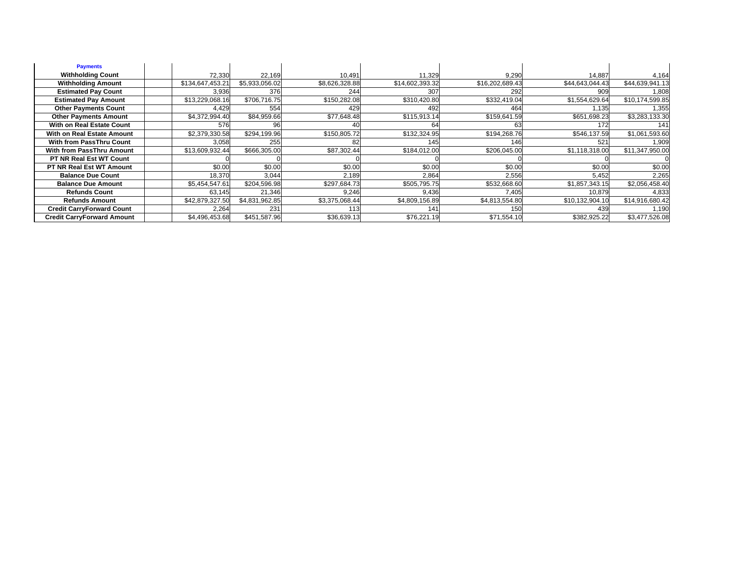| | | | | | | | | |
|---|---|---|---|---|---|---|---|---|
| **Payments** | | | | | | | | |
| **Withholding Count** | | 72,330 | 22,169 | 10,491 | 11,329 | 9,290 | 14,887 | 4,164 |
| **Withholding Amount** | | $134,647,453.21 | $5,933,056.02 | $8,626,328.88 | $14,602,393.32 | $16,202,689.43 | $44,643,044.43 | $44,639,941.13 |
| **Estimated Pay Count** | | 3,936 | 376 | 244 | 307 | 292 | 909 | 1,808 |
| **Estimated Pay Amount** | | $13,229,068.16 | $706,716.75 | $150,282.08 | $310,420.80 | $332,419.04 | $1,554,629.64 | $10,174,599.85 |
| **Other Payments Count** | | 4,429 | 554 | 429 | 492 | 464 | 1,135 | 1,355 |
| **Other Payments Amount** | | $4,372,994.40 | $84,959.66 | $77,648.48 | $115,913.14 | $159,641.59 | $651,698.23 | $3,283,133.30 |
| **With on Real Estate Count** | | 576 | 96 | 40 | 64 | 63 | 172 | 141 |
| **With on Real Estate Amount** | | $2,379,330.58 | $294,199.96 | $150,805.72 | $132,324.95 | $194,268.76 | $546,137.59 | $1,061,593.60 |
| **With from PassThru Count** | | 3,058 | 255 | 82 | 145 | 146 | 521 | 1,909 |
| **With from PassThru Amount** | | $13,609,932.44 | $666,305.00 | $87,302.44 | $184,012.00 | $206,045.00 | $1,118,318.00 | $11,347,950.00 |
| **PT NR Real Est WT Count** | | 0 | 0 | 0 | 0 | 0 | 0 | 0 |
| **PT NR Real Est WT Amount** | | $0.00 | $0.00 | $0.00 | $0.00 | $0.00 | $0.00 | $0.00 |
| **Balance Due Count** | | 18,370 | 3,044 | 2,189 | 2,864 | 2,556 | 5,452 | 2,265 |
| **Balance Due Amount** | | $5,454,547.61 | $204,596.98 | $297,684.73 | $505,795.75 | $532,668.60 | $1,857,343.15 | $2,056,458.40 |
| **Refunds Count** | | 63,145 | 21,346 | 9,246 | 9,436 | 7,405 | 10,879 | 4,833 |
| **Refunds Amount** | | $42,879,327.50 | $4,831,962.85 | $3,375,068.44 | $4,809,156.89 | $4,813,554.80 | $10,132,904.10 | $14,916,680.42 |
| **Credit CarryForward Count** | | 2,264 | 231 | 113 | 141 | 150 | 439 | 1,190 |
| **Credit CarryForward Amount** | | $4,496,453.68 | $451,587.96 | $36,639.13 | $76,221.19 | $71,554.10 | $382,925.22 | $3,477,526.08 |